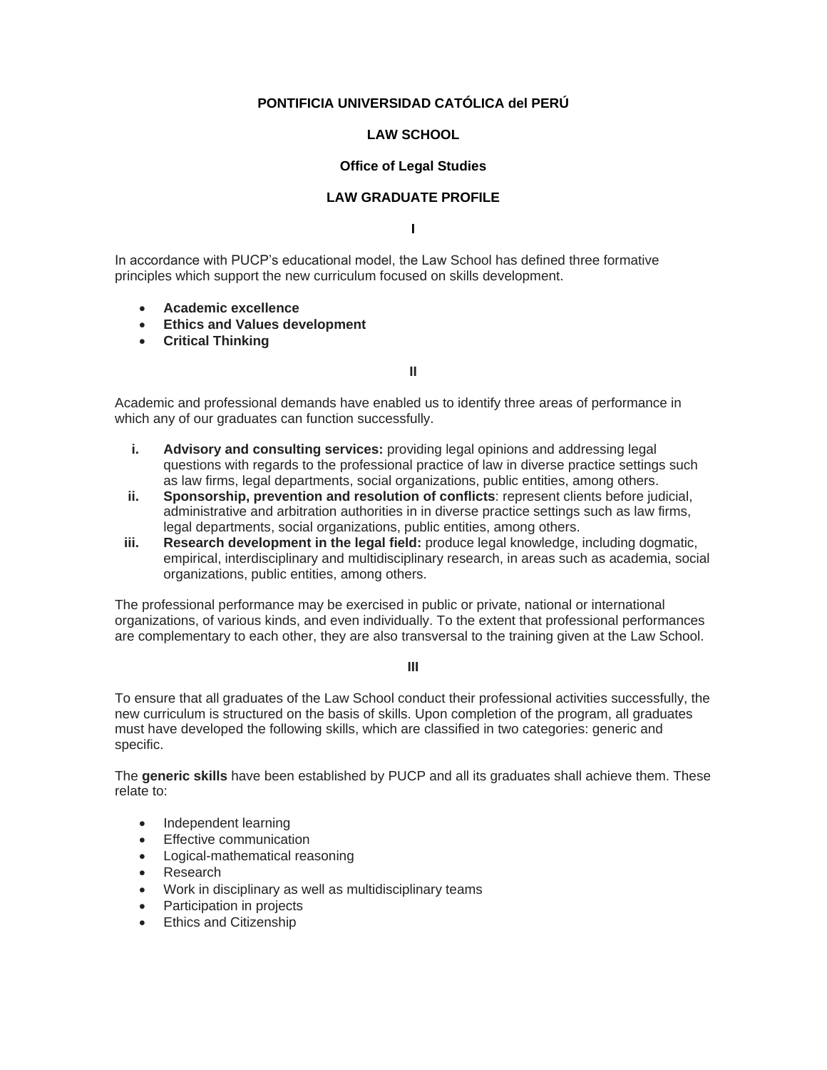**PONTIFICIA UNIVERSIDAD CATÓLICA del PERÚ**

**LAW SCHOOL**

**Office of Legal Studies**

**LAW GRADUATE PROFILE**

**I**

In accordance with PUCP's educational model, the Law School has defined three formative principles which support the new curriculum focused on skills development.

- **Academic excellence**
- **Ethics and Values development**
- **Critical Thinking**

**II**

Academic and professional demands have enabled us to identify three areas of performance in which any of our graduates can function successfully.

i. **Advisory and consulting services:** providing legal opinions and addressing legal questions with regards to the professional practice of law in diverse practice settings such as law firms, legal departments, social organizations, public entities, among others.
ii. **Sponsorship, prevention and resolution of conflicts**: represent clients before judicial, administrative and arbitration authorities in in diverse practice settings such as law firms, legal departments, social organizations, public entities, among others.
iii. **Research development in the legal field:** produce legal knowledge, including dogmatic, empirical, interdisciplinary and multidisciplinary research, in areas such as academia, social organizations, public entities, among others.

The professional performance may be exercised in public or private, national or international organizations, of various kinds, and even individually. To the extent that professional performances are complementary to each other, they are also transversal to the training given at the Law School.

**III**

To ensure that all graduates of the Law School conduct their professional activities successfully, the new curriculum is structured on the basis of skills. Upon completion of the program, all graduates must have developed the following skills, which are classified in two categories: generic and specific.

The **generic skills** have been established by PUCP and all its graduates shall achieve them. These relate to:

- Independent learning
- Effective communication
- Logical-mathematical reasoning
- Research
- Work in disciplinary as well as multidisciplinary teams
- Participation in projects
- Ethics and Citizenship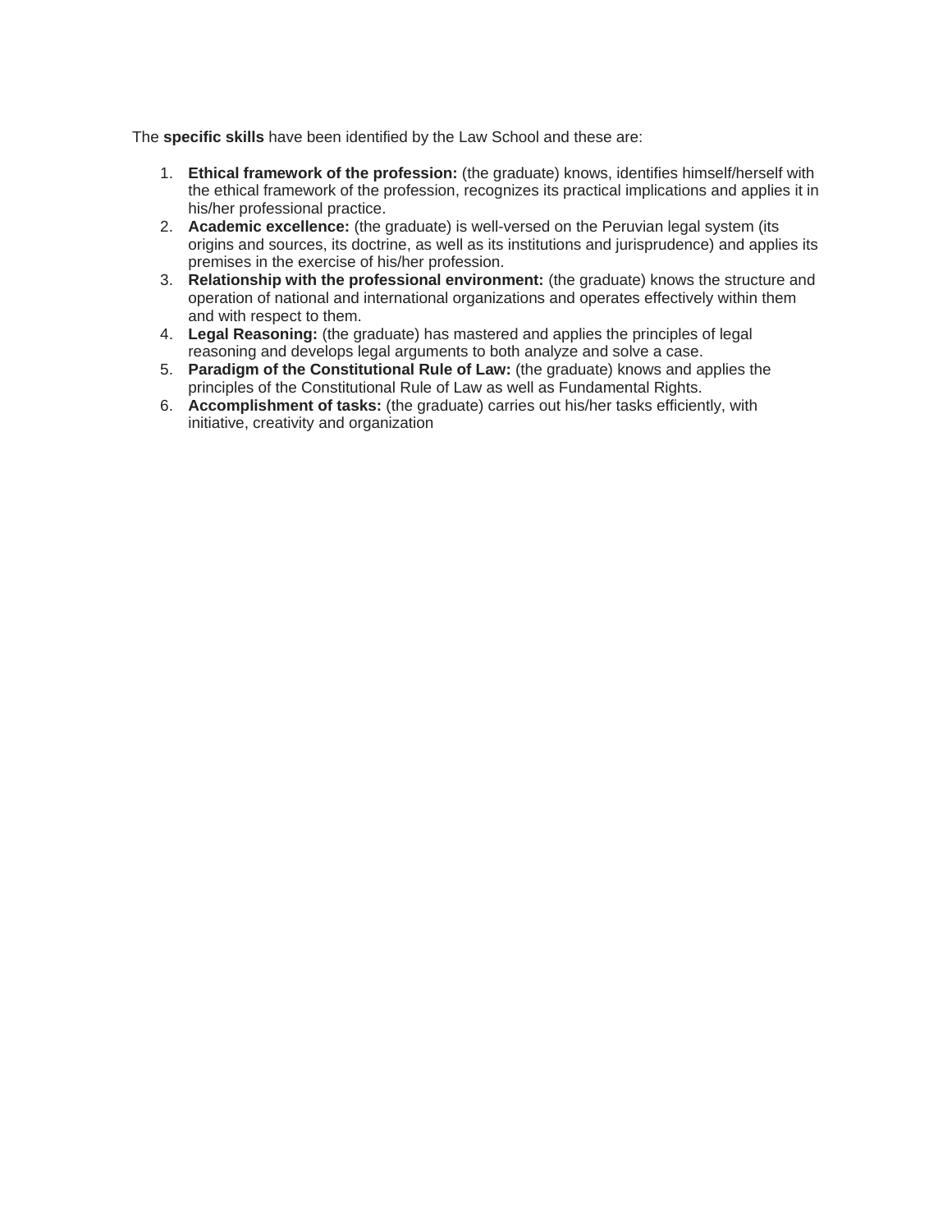The **specific skills** have been identified by the Law School and these are:

1. **Ethical framework of the profession:** (the graduate) knows, identifies himself/herself with the ethical framework of the profession, recognizes its practical implications and applies it in his/her professional practice.
2. **Academic excellence:** (the graduate) is well-versed on the Peruvian legal system (its origins and sources, its doctrine, as well as its institutions and jurisprudence) and applies its premises in the exercise of his/her profession.
3. **Relationship with the professional environment:** (the graduate) knows the structure and operation of national and international organizations and operates effectively within them and with respect to them.
4. **Legal Reasoning:** (the graduate) has mastered and applies the principles of legal reasoning and develops legal arguments to both analyze and solve a case.
5. **Paradigm of the Constitutional Rule of Law:** (the graduate) knows and applies the principles of the Constitutional Rule of Law as well as Fundamental Rights.
6. **Accomplishment of tasks:** (the graduate) carries out his/her tasks efficiently, with initiative, creativity and organization